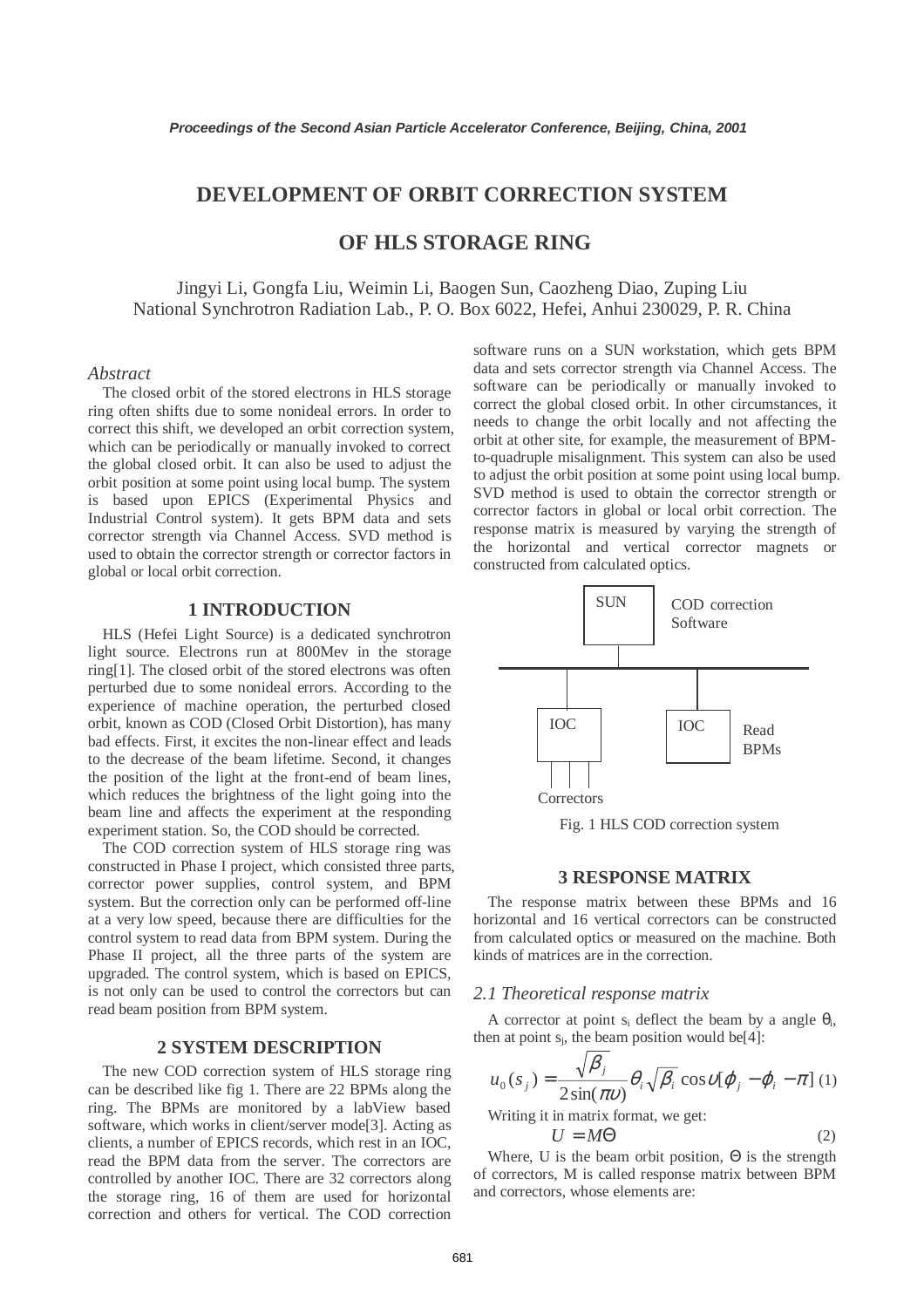# DEVELOPMENT OF ORBIT CORRECTION SYSTEM OF HLS STORAGE RING

Jingyi Li, Gongfa Liu, Weimin Li, Baogen Sun, Caozheng Diao, Zuping Liu
National Synchrotron Radiation Lab., P. O. Box 6022, Hefei, Anhui 230029, P. R. China

*Abstract*

The closed orbit of the stored electrons in HLS storage ring often shifts due to some nonideal errors. In order to correct this shift, we developed an orbit correction system, which can be periodically or manually invoked to correct the global closed orbit. It can also be used to adjust the orbit position at some point using local bump. The system is based upon EPICS (Experimental Physics and Industrial Control system). It gets BPM data and sets corrector strength via Channel Access. SVD method is used to obtain the corrector strength or corrector factors in global or local orbit correction.

## 1 INTRODUCTION

HLS (Hefei Light Source) is a dedicated synchrotron light source. Electrons run at 800Mev in the storage ring[1]. The closed orbit of the stored electrons was often perturbed due to some nonideal errors. According to the experience of machine operation, the perturbed closed orbit, known as COD (Closed Orbit Distortion), has many bad effects. First, it excites the non-linear effect and leads to the decrease of the beam lifetime. Second, it changes the position of the light at the front-end of beam lines, which reduces the brightness of the light going into the beam line and affects the experiment at the responding experiment station. So, the COD should be corrected.

The COD correction system of HLS storage ring was constructed in Phase I project, which consisted three parts, corrector power supplies, control system, and BPM system. But the correction only can be performed off-line at a very low speed, because there are difficulties for the control system to read data from BPM system. During the Phase II project, all the three parts of the system are upgraded. The control system, which is based on EPICS, is not only can be used to control the correctors but can read beam position from BPM system.

## 2 SYSTEM DESCRIPTION

The new COD correction system of HLS storage ring can be described like fig 1. There are 22 BPMs along the ring. The BPMs are monitored by a labView based software, which works in client/server mode[3]. Acting as clients, a number of EPICS records, which rest in an IOC, read the BPM data from the server. The correctors are controlled by another IOC. There are 32 correctors along the storage ring, 16 of them are used for horizontal correction and others for vertical. The COD correction software runs on a SUN workstation, which gets BPM data and sets corrector strength via Channel Access. The software can be periodically or manually invoked to correct the global closed orbit. In other circumstances, it needs to change the orbit locally and not affecting the orbit at other site, for example, the measurement of BPM-to-quadruple misalignment. This system can also be used to adjust the orbit position at some point using local bump. SVD method is used to obtain the corrector strength or corrector factors in global or local orbit correction. The response matrix is measured by varying the strength of the horizontal and vertical corrector magnets or constructed from calculated optics.

SUN — COD correction Software; IOC — Correctors; IOC — Read BPMs

Fig. 1 HLS COD correction system

## 3 RESPONSE MATRIX

The response matrix between these BPMs and 16 horizontal and 16 vertical correctors can be constructed from calculated optics or measured on the machine. Both kinds of matrices are in the correction.

### 2.1 Theoretical response matrix

A corrector at point $s_i$ deflect the beam by a angle $\theta_i$, then at point $s_j$, the beam position would be[4]:

$$u_0(s_j) = \frac{\sqrt{\beta_j}}{2\sin(\pi\upsilon)}\theta_i\sqrt{\beta_i}\cos\upsilon[\varphi_j - \varphi_i - \pi] \quad (1)$$

Writing it in matrix format, we get:

$$U = M\Theta \quad (2)$$

Where, U is the beam orbit position, $\Theta$ is the strength of correctors, M is called response matrix between BPM and correctors, whose elements are: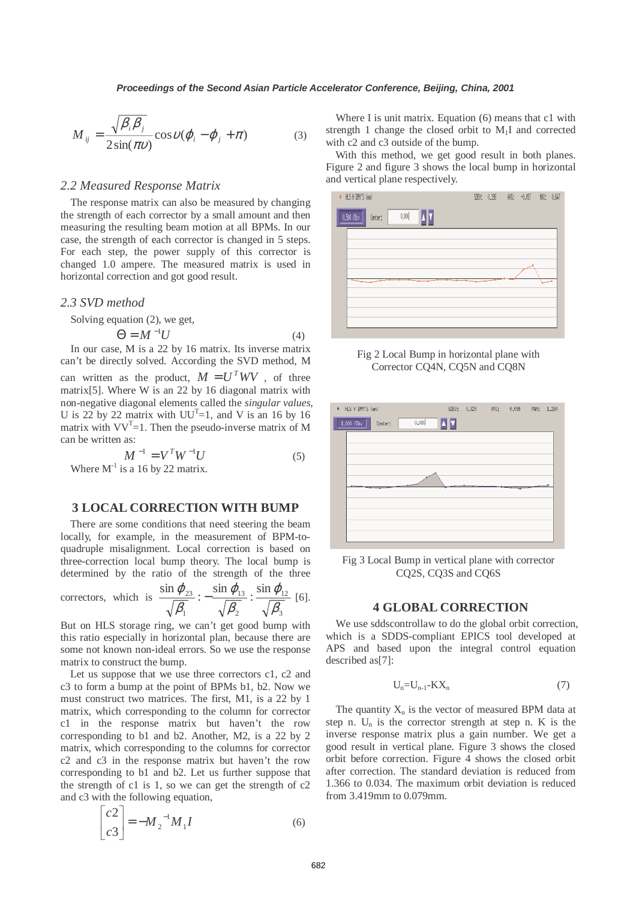$$M_{ij} = \frac{\sqrt{\beta_i \beta_j}}{2\sin(\pi\upsilon)} \cos\upsilon(\varphi_i - \varphi_j + \pi) \qquad (3)$$

### *2.2 Measured Response Matrix*

The response matrix can also be measured by changing the strength of each corrector by a small amount and then measuring the resulting beam motion at all BPMs. In our case, the strength of each corrector is changed in 5 steps. For each step, the power supply of this corrector is changed 1.0 ampere. The measured matrix is used in horizontal correction and got good result.

### *2.3 SVD method*

Solving equation (2), we get,

$$\Theta = M^{-1}U \qquad (4)$$

In our case, M is a 22 by 16 matrix. Its inverse matrix can't be directly solved. According the SVD method, M can written as the product, $M = U^T W V$ , of three matrix[5]. Where W is an 22 by 16 diagonal matrix with non-negative diagonal elements called the *singular values*, U is 22 by 22 matrix with $UU^T=1$, and V is an 16 by 16 matrix with $VV^T=1$. Then the pseudo-inverse matrix of M can be written as:

$$M^{-1} = V^T W^{-1} U \qquad (5)$$

Where $M^{-1}$ is a 16 by 22 matrix.

## 3 LOCAL CORRECTION WITH BUMP

There are some conditions that need steering the beam locally, for example, in the measurement of BPM-to-quadruple misalignment. Local correction is based on three-correction local bump theory. The local bump is determined by the ratio of the strength of the three correctors, which is $\frac{\sin\varphi_{23}}{\sqrt{\beta_1}} : -\frac{\sin\varphi_{13}}{\sqrt{\beta_2}} : \frac{\sin\varphi_{12}}{\sqrt{\beta_3}}$ [6]. But on HLS storage ring, we can't get good bump with this ratio especially in horizontal plan, because there are some not known non-ideal errors. So we use the response matrix to construct the bump.

Let us suppose that we use three correctors c1, c2 and c3 to form a bump at the point of BPMs b1, b2. Now we must construct two matrices. The first, M1, is a 22 by 1 matrix, which corresponding to the column for corrector c1 in the response matrix but haven't the row corresponding to b1 and b2. Another, M2, is a 22 by 2 matrix, which corresponding to the columns for corrector c2 and c3 in the response matrix but haven't the row corresponding to b1 and b2. Let us further suppose that the strength of c1 is 1, so we can get the strength of c2 and c3 with the following equation,

$$\begin{bmatrix} c2 \\ c3 \end{bmatrix} = -M_2^{-1} M_1 I \qquad (6)$$

Where I is unit matrix. Equation (6) means that c1 with strength 1 change the closed orbit to $M_1I$ and corrected with c2 and c3 outside of the bump.

With this method, we get good result in both planes. Figure 2 and figure 3 shows the local bump in horizontal and vertical plane respectively.

Fig 2 Local Bump in horizontal plane with Corrector CQ4N, CQ5N and CQ8N

Fig 3 Local Bump in vertical plane with corrector CQ2S, CQ3S and CQ6S

## 4 GLOBAL CORRECTION

We use sddscontrollaw to do the global orbit correction, which is a SDDS-compliant EPICS tool developed at APS and based upon the integral control equation described as[7]:

$$U_n = U_{n-1} - KX_n \qquad (7)$$

The quantity $X_n$ is the vector of measured BPM data at step n. $U_n$ is the corrector strength at step n. K is the inverse response matrix plus a gain number. We get a good result in vertical plane. Figure 3 shows the closed orbit before correction. Figure 4 shows the closed orbit after correction. The standard deviation is reduced from 1.366 to 0.034. The maximum orbit deviation is reduced from 3.419mm to 0.079mm.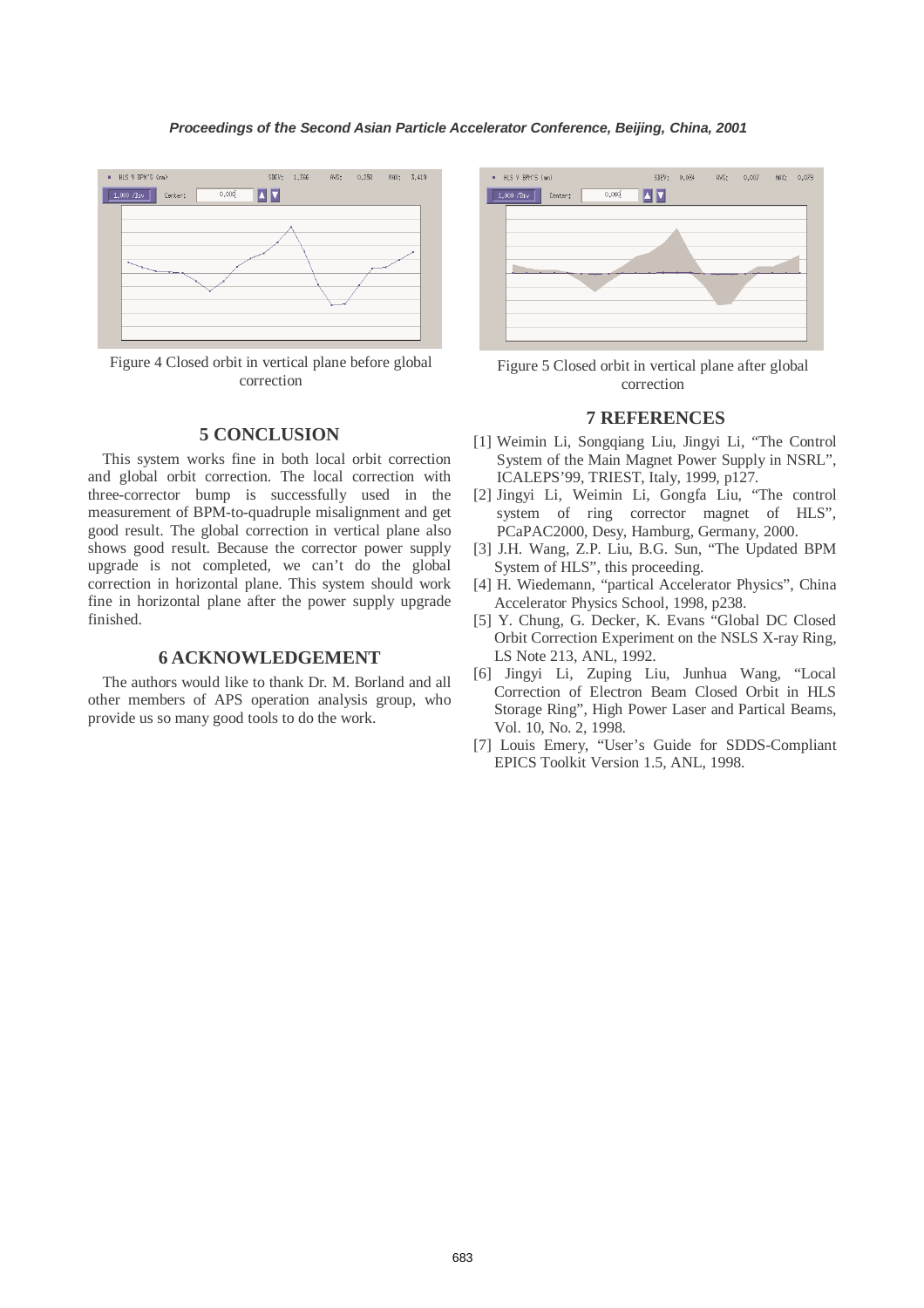HLS V BPM'S (mm)   SDEV: 1.366   AVG: 0.258   MAX: 3.410

1.000 /Div   Center: 0.000

Figure 4 Closed orbit in vertical plane before global correction

HLS V BPM'S (mm)   SDEV: 0.034   AVG: 0.007   MAX: 0.079

1.000 /Div   Center: 0.000

Figure 5 Closed orbit in vertical plane after global correction

## 5 CONCLUSION

This system works fine in both local orbit correction and global orbit correction. The local correction with three-corrector bump is successfully used in the measurement of BPM-to-quadruple misalignment and get good result. The global correction in vertical plane also shows good result. Because the corrector power supply upgrade is not completed, we can't do the global correction in horizontal plane. This system should work fine in horizontal plane after the power supply upgrade finished.

## 6 ACKNOWLEDGEMENT

The authors would like to thank Dr. M. Borland and all other members of APS operation analysis group, who provide us so many good tools to do the work.

## 7 REFERENCES

[1] Weimin Li, Songqiang Liu, Jingyi Li, "The Control System of the Main Magnet Power Supply in NSRL", ICALEPS'99, TRIEST, Italy, 1999, p127.

[2] Jingyi Li, Weimin Li, Gongfa Liu, "The control system of ring corrector magnet of HLS", PCaPAC2000, Desy, Hamburg, Germany, 2000.

[3] J.H. Wang, Z.P. Liu, B.G. Sun, "The Updated BPM System of HLS", this proceeding.

[4] H. Wiedemann, "partical Accelerator Physics", China Accelerator Physics School, 1998, p238.

[5] Y. Chung, G. Decker, K. Evans "Global DC Closed Orbit Correction Experiment on the NSLS X-ray Ring, LS Note 213, ANL, 1992.

[6] Jingyi Li, Zuping Liu, Junhua Wang, "Local Correction of Electron Beam Closed Orbit in HLS Storage Ring", High Power Laser and Partical Beams, Vol. 10, No. 2, 1998.

[7] Louis Emery, "User's Guide for SDDS-Compliant EPICS Toolkit Version 1.5, ANL, 1998.